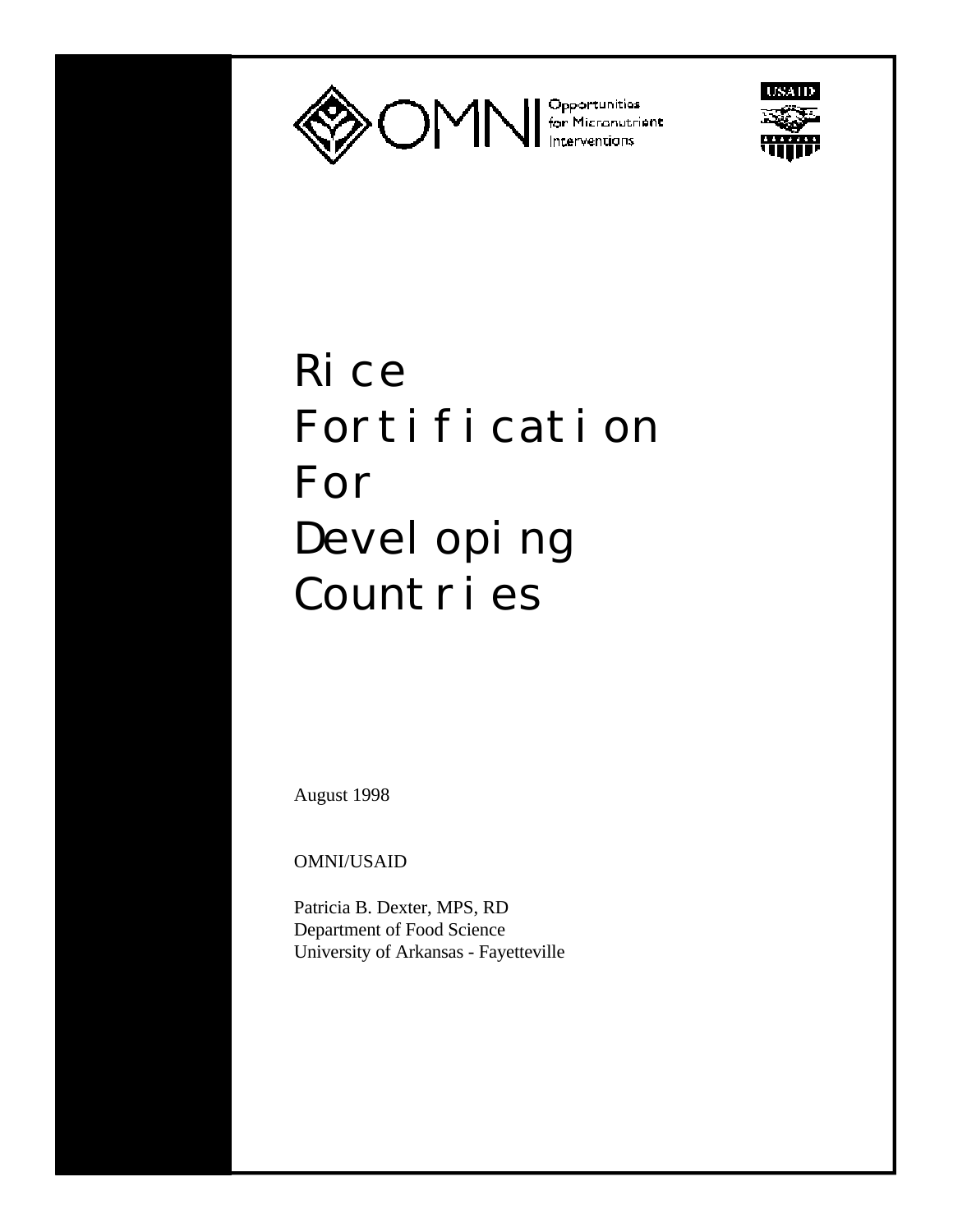OMNI Opportunities for Micronutrient Interventions

USAID

# Rice Fortification For Developing Countries

August 1998

OMNI/USAID

Patricia B. Dexter, MPS, RD
Department of Food Science
University of Arkansas - Fayetteville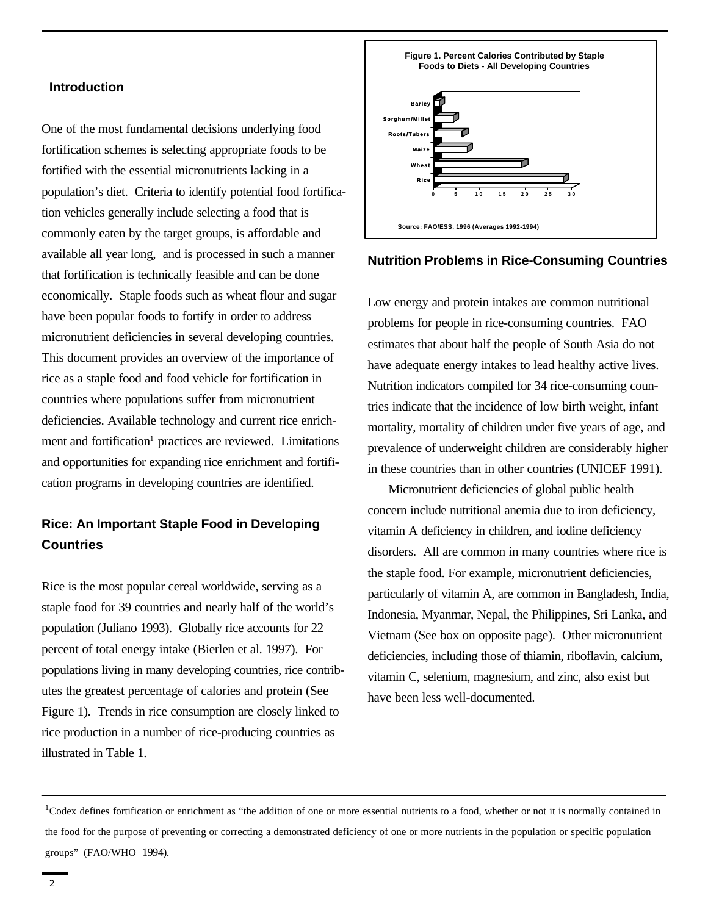## Introduction

One of the most fundamental decisions underlying food fortification schemes is selecting appropriate foods to be fortified with the essential micronutrients lacking in a population's diet. Criteria to identify potential food fortification vehicles generally include selecting a food that is commonly eaten by the target groups, is affordable and available all year long, and is processed in such a manner that fortification is technically feasible and can be done economically. Staple foods such as wheat flour and sugar have been popular foods to fortify in order to address micronutrient deficiencies in several developing countries. This document provides an overview of the importance of rice as a staple food and food vehicle for fortification in countries where populations suffer from micronutrient deficiencies. Available technology and current rice enrichment and fortification[1] practices are reviewed. Limitations and opportunities for expanding rice enrichment and fortification programs in developing countries are identified.

## Rice: An Important Staple Food in Developing Countries

Rice is the most popular cereal worldwide, serving as a staple food for 39 countries and nearly half of the world's population (Juliano 1993). Globally rice accounts for 22 percent of total energy intake (Bierlen et al. 1997). For populations living in many developing countries, rice contributes the greatest percentage of calories and protein (See Figure 1). Trends in rice consumption are closely linked to rice production in a number of rice-producing countries as illustrated in Table 1.

**Figure 1. Percent Calories Contributed by Staple Foods to Diets - All Developing Countries**

Source: FAO/ESS, 1996 (Averages 1992-1994)

## Nutrition Problems in Rice-Consuming Countries

Low energy and protein intakes are common nutritional problems for people in rice-consuming countries. FAO estimates that about half the people of South Asia do not have adequate energy intakes to lead healthy active lives. Nutrition indicators compiled for 34 rice-consuming countries indicate that the incidence of low birth weight, infant mortality, mortality of children under five years of age, and prevalence of underweight children are considerably higher in these countries than in other countries (UNICEF 1991).

Micronutrient deficiencies of global public health concern include nutritional anemia due to iron deficiency, vitamin A deficiency in children, and iodine deficiency disorders. All are common in many countries where rice is the staple food. For example, micronutrient deficiencies, particularly of vitamin A, are common in Bangladesh, India, Indonesia, Myanmar, Nepal, the Philippines, Sri Lanka, and Vietnam (See box on opposite page). Other micronutrient deficiencies, including those of thiamin, riboflavin, calcium, vitamin C, selenium, magnesium, and zinc, also exist but have been less well-documented.

---

[1] Codex defines fortification or enrichment as "the addition of one or more essential nutrients to a food, whether or not it is normally contained in the food for the purpose of preventing or correcting a demonstrated deficiency of one or more nutrients in the population or specific population groups" (FAO/WHO 1994).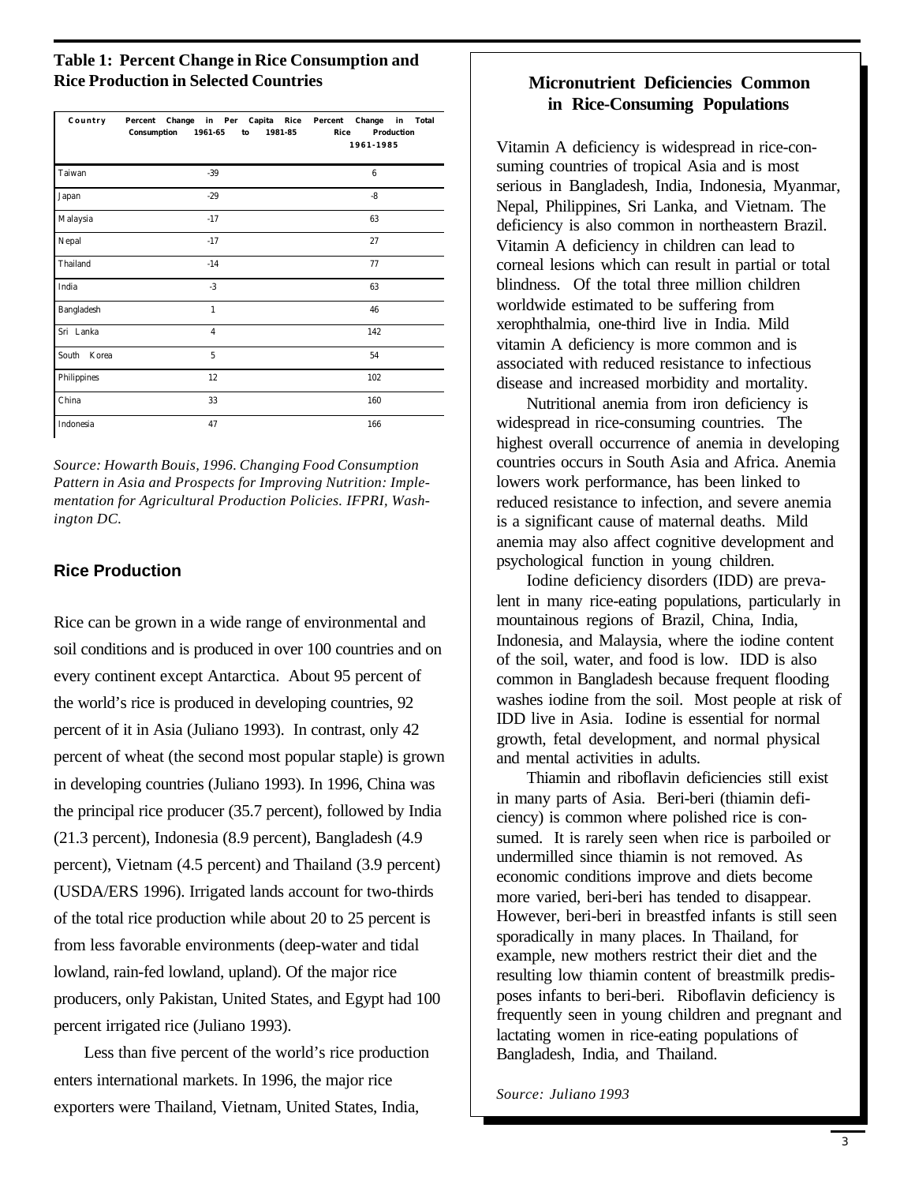**Table 1: Percent Change in Rice Consumption and Rice Production in Selected Countries**

| Country | Percent Change in Per Capita Rice Consumption 1961-65 to 1981-85 | Percent Change in Total Rice Production 1961-1985 |
|---|---|---|
| Taiwan | -39 | 6 |
| Japan | -29 | -8 |
| Malaysia | -17 | 63 |
| Nepal | -17 | 27 |
| Thailand | -14 | 77 |
| India | -3 | 63 |
| Bangladesh | 1 | 46 |
| Sri Lanka | 4 | 142 |
| South Korea | 5 | 54 |
| Philippines | 12 | 102 |
| China | 33 | 160 |
| Indonesia | 47 | 166 |

*Source: Howarth Bouis, 1996. Changing Food Consumption Pattern in Asia and Prospects for Improving Nutrition: Implementation for Agricultural Production Policies. IFPRI, Washington DC.*

## Rice Production

Rice can be grown in a wide range of environmental and soil conditions and is produced in over 100 countries and on every continent except Antarctica. About 95 percent of the world's rice is produced in developing countries, 92 percent of it in Asia (Juliano 1993). In contrast, only 42 percent of wheat (the second most popular staple) is grown in developing countries (Juliano 1993). In 1996, China was the principal rice producer (35.7 percent), followed by India (21.3 percent), Indonesia (8.9 percent), Bangladesh (4.9 percent), Vietnam (4.5 percent) and Thailand (3.9 percent) (USDA/ERS 1996). Irrigated lands account for two-thirds of the total rice production while about 20 to 25 percent is from less favorable environments (deep-water and tidal lowland, rain-fed lowland, upland). Of the major rice producers, only Pakistan, United States, and Egypt had 100 percent irrigated rice (Juliano 1993).

Less than five percent of the world's rice production enters international markets. In 1996, the major rice exporters were Thailand, Vietnam, United States, India,

### Micronutrient Deficiencies Common in Rice-Consuming Populations

Vitamin A deficiency is widespread in rice-consuming countries of tropical Asia and is most serious in Bangladesh, India, Indonesia, Myanmar, Nepal, Philippines, Sri Lanka, and Vietnam. The deficiency is also common in northeastern Brazil. Vitamin A deficiency in children can lead to corneal lesions which can result in partial or total blindness. Of the total three million children worldwide estimated to be suffering from xerophthalmia, one-third live in India. Mild vitamin A deficiency is more common and is associated with reduced resistance to infectious disease and increased morbidity and mortality.

Nutritional anemia from iron deficiency is widespread in rice-consuming countries. The highest overall occurrence of anemia in developing countries occurs in South Asia and Africa. Anemia lowers work performance, has been linked to reduced resistance to infection, and severe anemia is a significant cause of maternal deaths. Mild anemia may also affect cognitive development and psychological function in young children.

Iodine deficiency disorders (IDD) are prevalent in many rice-eating populations, particularly in mountainous regions of Brazil, China, India, Indonesia, and Malaysia, where the iodine content of the soil, water, and food is low. IDD is also common in Bangladesh because frequent flooding washes iodine from the soil. Most people at risk of IDD live in Asia. Iodine is essential for normal growth, fetal development, and normal physical and mental activities in adults.

Thiamin and riboflavin deficiencies still exist in many parts of Asia. Beri-beri (thiamin deficiency) is common where polished rice is consumed. It is rarely seen when rice is parboiled or undermilled since thiamin is not removed. As economic conditions improve and diets become more varied, beri-beri has tended to disappear. However, beri-beri in breastfed infants is still seen sporadically in many places. In Thailand, for example, new mothers restrict their diet and the resulting low thiamin content of breastmilk predisposes infants to beri-beri. Riboflavin deficiency is frequently seen in young children and pregnant and lactating women in rice-eating populations of Bangladesh, India, and Thailand.

*Source: Juliano 1993*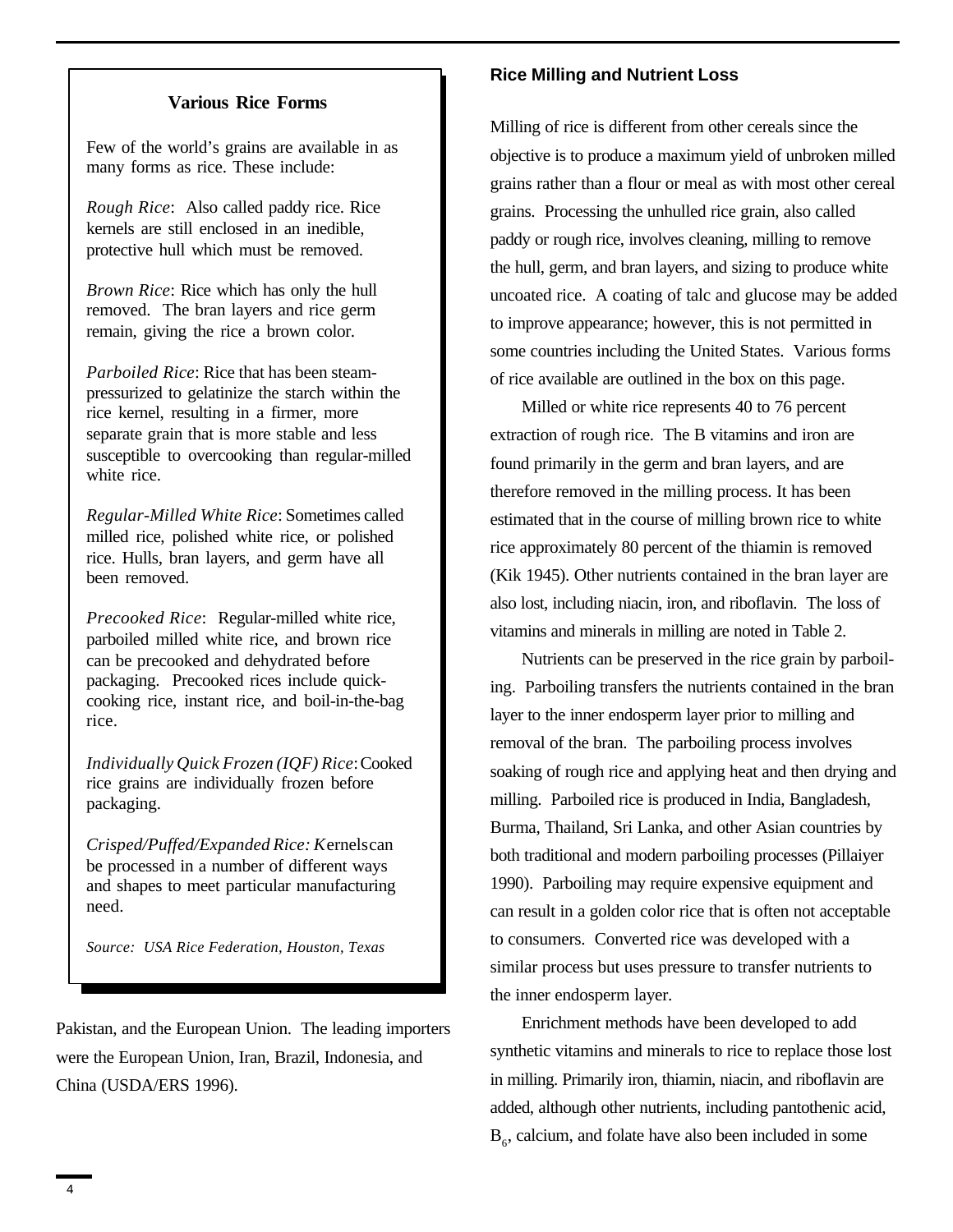### Various Rice Forms

Few of the world's grains are available in as many forms as rice. These include:

*Rough Rice*: Also called paddy rice. Rice kernels are still enclosed in an inedible, protective hull which must be removed.

*Brown Rice*: Rice which has only the hull removed. The bran layers and rice germ remain, giving the rice a brown color.

*Parboiled Rice*: Rice that has been steam-pressurized to gelatinize the starch within the rice kernel, resulting in a firmer, more separate grain that is more stable and less susceptible to overcooking than regular-milled white rice.

*Regular-Milled White Rice*: Sometimes called milled rice, polished white rice, or polished rice. Hulls, bran layers, and germ have all been removed.

*Precooked Rice*: Regular-milled white rice, parboiled milled white rice, and brown rice can be precooked and dehydrated before packaging. Precooked rices include quick-cooking rice, instant rice, and boil-in-the-bag rice.

*Individually Quick Frozen (IQF) Rice*: Cooked rice grains are individually frozen before packaging.

*Crisped/Puffed/Expanded Rice: K*ernels can be processed in a number of different ways and shapes to meet particular manufacturing need.

*Source: USA Rice Federation, Houston, Texas*

Pakistan, and the European Union. The leading importers were the European Union, Iran, Brazil, Indonesia, and China (USDA/ERS 1996).

## Rice Milling and Nutrient Loss

Milling of rice is different from other cereals since the objective is to produce a maximum yield of unbroken milled grains rather than a flour or meal as with most other cereal grains. Processing the unhulled rice grain, also called paddy or rough rice, involves cleaning, milling to remove the hull, germ, and bran layers, and sizing to produce white uncoated rice. A coating of talc and glucose may be added to improve appearance; however, this is not permitted in some countries including the United States. Various forms of rice available are outlined in the box on this page.

Milled or white rice represents 40 to 76 percent extraction of rough rice. The B vitamins and iron are found primarily in the germ and bran layers, and are therefore removed in the milling process. It has been estimated that in the course of milling brown rice to white rice approximately 80 percent of the thiamin is removed (Kik 1945). Other nutrients contained in the bran layer are also lost, including niacin, iron, and riboflavin. The loss of vitamins and minerals in milling are noted in Table 2.

Nutrients can be preserved in the rice grain by parboiling. Parboiling transfers the nutrients contained in the bran layer to the inner endosperm layer prior to milling and removal of the bran. The parboiling process involves soaking of rough rice and applying heat and then drying and milling. Parboiled rice is produced in India, Bangladesh, Burma, Thailand, Sri Lanka, and other Asian countries by both traditional and modern parboiling processes (Pillaiyer 1990). Parboiling may require expensive equipment and can result in a golden color rice that is often not acceptable to consumers. Converted rice was developed with a similar process but uses pressure to transfer nutrients to the inner endosperm layer.

Enrichment methods have been developed to add synthetic vitamins and minerals to rice to replace those lost in milling. Primarily iron, thiamin, niacin, and riboflavin are added, although other nutrients, including pantothenic acid, $B_6$, calcium, and folate have also been included in some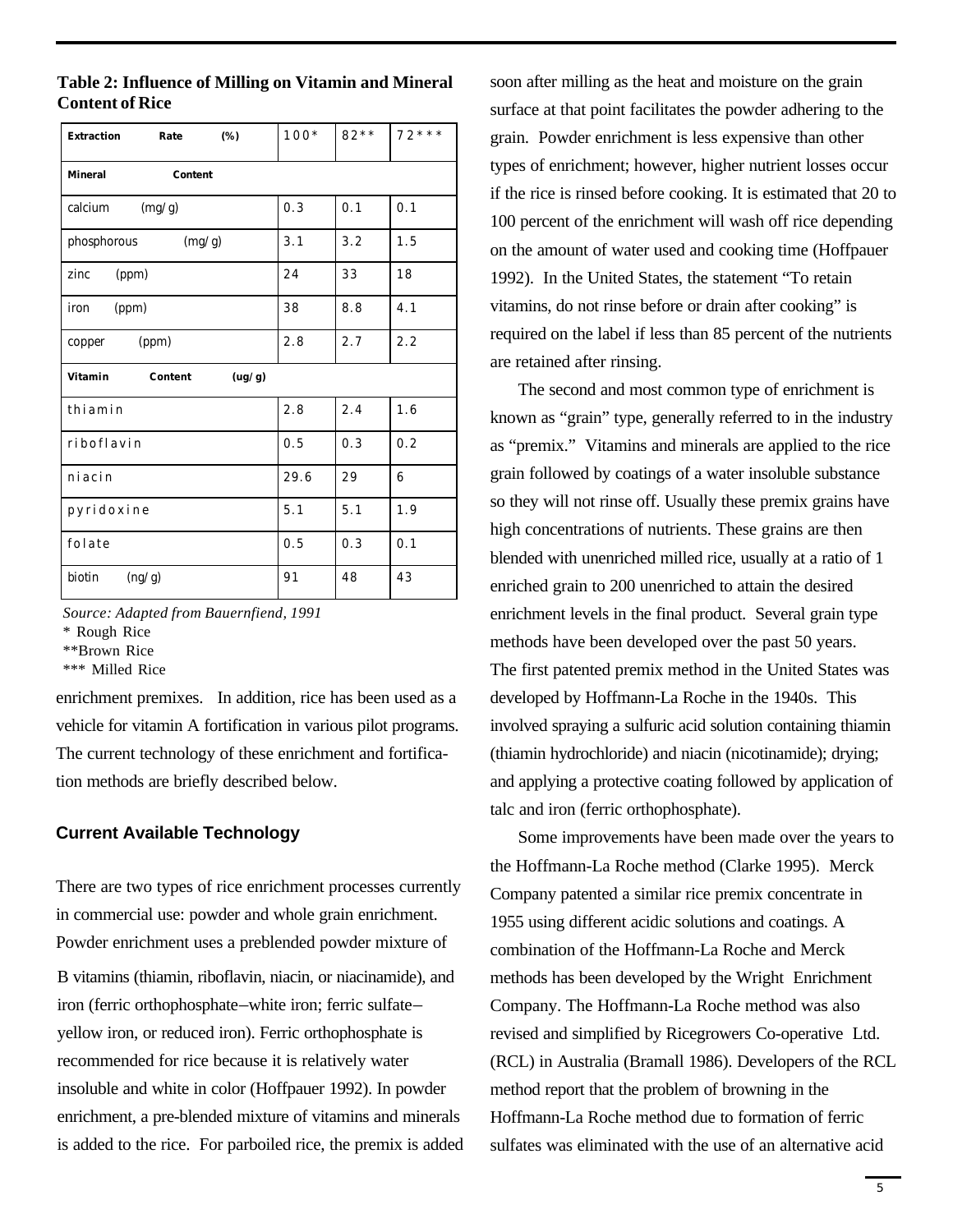**Table 2: Influence of Milling on Vitamin and Mineral Content of Rice**

| Extraction Rate (%) | 100* | 82** | 72*** |
|---|---|---|---|
| **Mineral Content** | | | |
| calcium (mg/g) | 0.3 | 0.1 | 0.1 |
| phosphorous (mg/g) | 3.1 | 3.2 | 1.5 |
| zinc (ppm) | 24 | 33 | 18 |
| iron (ppm) | 38 | 8.8 | 4.1 |
| copper (ppm) | 2.8 | 2.7 | 2.2 |
| **Vitamin Content (ug/g)** | | | |
| thiamin | 2.8 | 2.4 | 1.6 |
| riboflavin | 0.5 | 0.3 | 0.2 |
| niacin | 29.6 | 29 | 6 |
| pyridoxine | 5.1 | 5.1 | 1.9 |
| folate | 0.5 | 0.3 | 0.1 |
| biotin (ng/g) | 91 | 48 | 43 |

*Source: Adapted from Bauernfiend, 1991*

\* Rough Rice

\*\*Brown Rice

\*\*\* Milled Rice

enrichment premixes. In addition, rice has been used as a vehicle for vitamin A fortification in various pilot programs. The current technology of these enrichment and fortification methods are briefly described below.

## Current Available Technology

There are two types of rice enrichment processes currently in commercial use: powder and whole grain enrichment. Powder enrichment uses a preblended powder mixture of B vitamins (thiamin, riboflavin, niacin, or niacinamide), and iron (ferric orthophosphate–white iron; ferric sulfate–yellow iron, or reduced iron). Ferric orthophosphate is recommended for rice because it is relatively water insoluble and white in color (Hoffpauer 1992). In powder enrichment, a pre-blended mixture of vitamins and minerals is added to the rice. For parboiled rice, the premix is added soon after milling as the heat and moisture on the grain surface at that point facilitates the powder adhering to the grain. Powder enrichment is less expensive than other types of enrichment; however, higher nutrient losses occur if the rice is rinsed before cooking. It is estimated that 20 to 100 percent of the enrichment will wash off rice depending on the amount of water used and cooking time (Hoffpauer 1992). In the United States, the statement "To retain vitamins, do not rinse before or drain after cooking" is required on the label if less than 85 percent of the nutrients are retained after rinsing.

The second and most common type of enrichment is known as "grain" type, generally referred to in the industry as "premix." Vitamins and minerals are applied to the rice grain followed by coatings of a water insoluble substance so they will not rinse off. Usually these premix grains have high concentrations of nutrients. These grains are then blended with unenriched milled rice, usually at a ratio of 1 enriched grain to 200 unenriched to attain the desired enrichment levels in the final product. Several grain type methods have been developed over the past 50 years. The first patented premix method in the United States was developed by Hoffmann-La Roche in the 1940s. This involved spraying a sulfuric acid solution containing thiamin (thiamin hydrochloride) and niacin (nicotinamide); drying; and applying a protective coating followed by application of talc and iron (ferric orthophosphate).

Some improvements have been made over the years to the Hoffmann-La Roche method (Clarke 1995). Merck Company patented a similar rice premix concentrate in 1955 using different acidic solutions and coatings. A combination of the Hoffmann-La Roche and Merck methods has been developed by the Wright Enrichment Company. The Hoffmann-La Roche method was also revised and simplified by Ricegrowers Co-operative Ltd. (RCL) in Australia (Bramall 1986). Developers of the RCL method report that the problem of browning in the Hoffmann-La Roche method due to formation of ferric sulfates was eliminated with the use of an alternative acid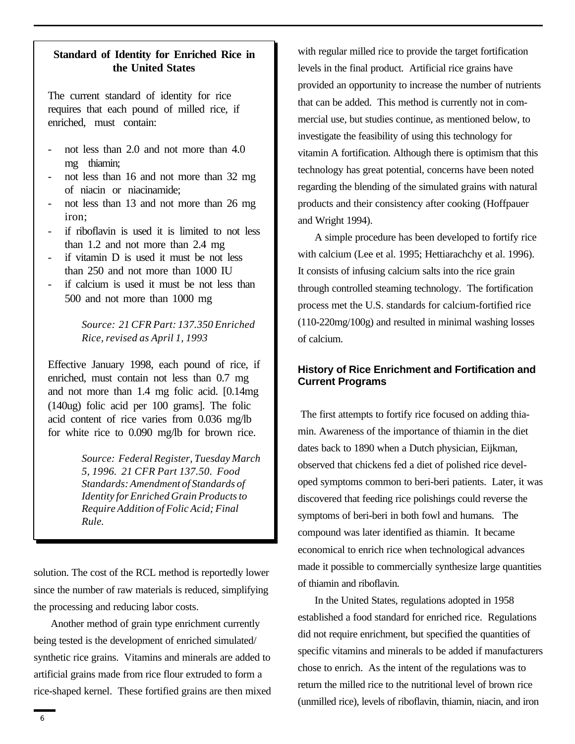**Standard of Identity for Enriched Rice in the United States**

The current standard of identity for rice requires that each pound of milled rice, if enriched, must contain:

- not less than 2.0 and not more than 4.0 mg thiamin;
- not less than 16 and not more than 32 mg of niacin or niacinamide;
- not less than 13 and not more than 26 mg iron;
- if riboflavin is used it is limited to not less than 1.2 and not more than 2.4 mg
- if vitamin D is used it must be not less than 250 and not more than 1000 IU
- if calcium is used it must be not less than 500 and not more than 1000 mg

*Source: 21 CFR Part: 137.350 Enriched Rice, revised as April 1, 1993*

Effective January 1998, each pound of rice, if enriched, must contain not less than 0.7 mg and not more than 1.4 mg folic acid. [0.14mg (140ug) folic acid per 100 grams]. The folic acid content of rice varies from 0.036 mg/lb for white rice to 0.090 mg/lb for brown rice.

*Source: Federal Register, Tuesday March 5, 1996. 21 CFR Part 137.50. Food Standards: Amendment of Standards of Identity for Enriched Grain Products to Require Addition of Folic Acid; Final Rule.*

solution. The cost of the RCL method is reportedly lower since the number of raw materials is reduced, simplifying the processing and reducing labor costs.

Another method of grain type enrichment currently being tested is the development of enriched simulated/synthetic rice grains. Vitamins and minerals are added to artificial grains made from rice flour extruded to form a rice-shaped kernel. These fortified grains are then mixed with regular milled rice to provide the target fortification levels in the final product. Artificial rice grains have provided an opportunity to increase the number of nutrients that can be added. This method is currently not in commercial use, but studies continue, as mentioned below, to investigate the feasibility of using this technology for vitamin A fortification. Although there is optimism that this technology has great potential, concerns have been noted regarding the blending of the simulated grains with natural products and their consistency after cooking (Hoffpauer and Wright 1994).

A simple procedure has been developed to fortify rice with calcium (Lee et al. 1995; Hettiarachchy et al. 1996). It consists of infusing calcium salts into the rice grain through controlled steaming technology. The fortification process met the U.S. standards for calcium-fortified rice (110-220mg/100g) and resulted in minimal washing losses of calcium.

## History of Rice Enrichment and Fortification and Current Programs

The first attempts to fortify rice focused on adding thiamin. Awareness of the importance of thiamin in the diet dates back to 1890 when a Dutch physician, Eijkman, observed that chickens fed a diet of polished rice developed symptoms common to beri-beri patients. Later, it was discovered that feeding rice polishings could reverse the symptoms of beri-beri in both fowl and humans. The compound was later identified as thiamin. It became economical to enrich rice when technological advances made it possible to commercially synthesize large quantities of thiamin and riboflavin.

In the United States, regulations adopted in 1958 established a food standard for enriched rice. Regulations did not require enrichment, but specified the quantities of specific vitamins and minerals to be added if manufacturers chose to enrich. As the intent of the regulations was to return the milled rice to the nutritional level of brown rice (unmilled rice), levels of riboflavin, thiamin, niacin, and iron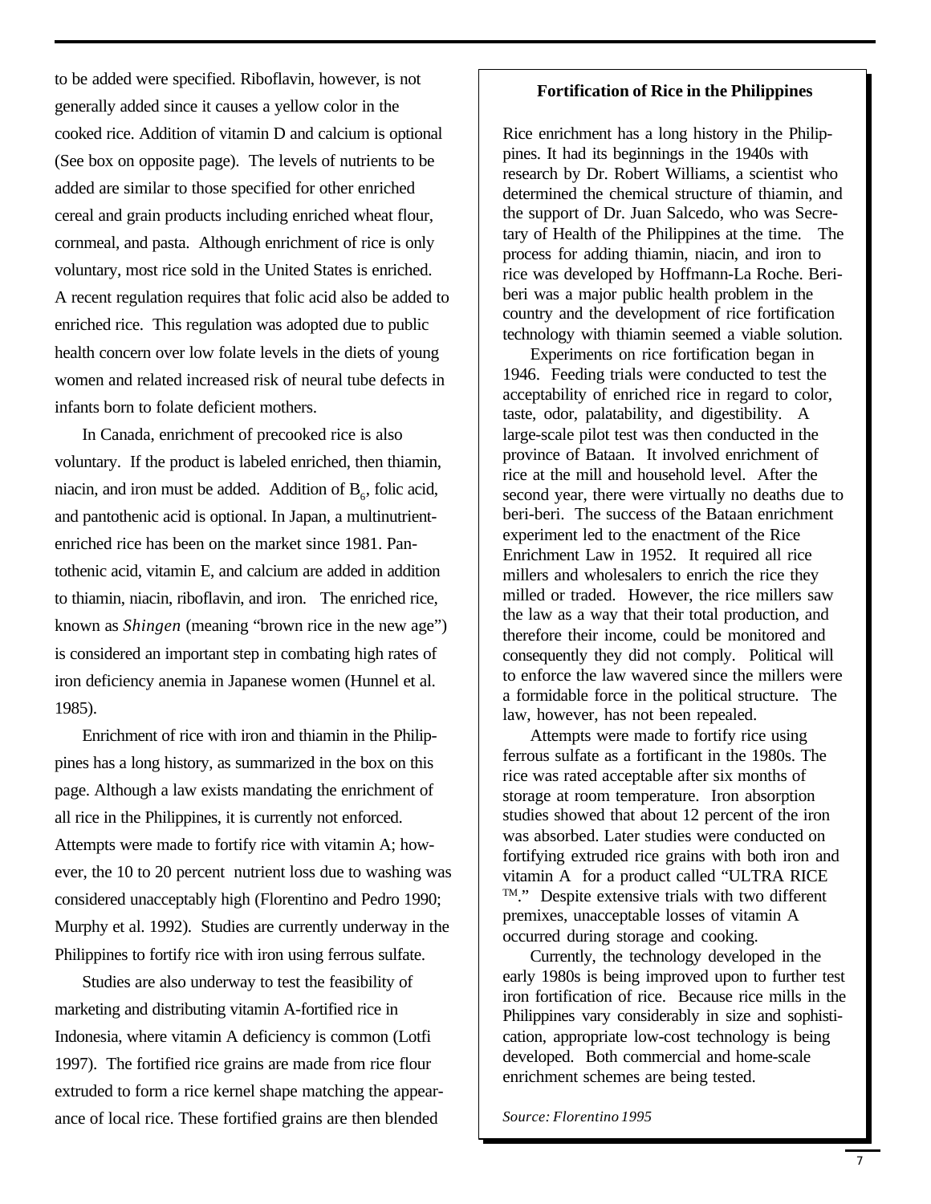to be added were specified. Riboflavin, however, is not generally added since it causes a yellow color in the cooked rice. Addition of vitamin D and calcium is optional (See box on opposite page). The levels of nutrients to be added are similar to those specified for other enriched cereal and grain products including enriched wheat flour, cornmeal, and pasta. Although enrichment of rice is only voluntary, most rice sold in the United States is enriched. A recent regulation requires that folic acid also be added to enriched rice. This regulation was adopted due to public health concern over low folate levels in the diets of young women and related increased risk of neural tube defects in infants born to folate deficient mothers.

In Canada, enrichment of precooked rice is also voluntary. If the product is labeled enriched, then thiamin, niacin, and iron must be added. Addition of $B_6$, folic acid, and pantothenic acid is optional. In Japan, a multinutrient-enriched rice has been on the market since 1981. Pantothenic acid, vitamin E, and calcium are added in addition to thiamin, niacin, riboflavin, and iron. The enriched rice, known as *Shingen* (meaning "brown rice in the new age") is considered an important step in combating high rates of iron deficiency anemia in Japanese women (Hunnel et al. 1985).

Enrichment of rice with iron and thiamin in the Philippines has a long history, as summarized in the box on this page. Although a law exists mandating the enrichment of all rice in the Philippines, it is currently not enforced. Attempts were made to fortify rice with vitamin A; however, the 10 to 20 percent nutrient loss due to washing was considered unacceptably high (Florentino and Pedro 1990; Murphy et al. 1992). Studies are currently underway in the Philippines to fortify rice with iron using ferrous sulfate.

Studies are also underway to test the feasibility of marketing and distributing vitamin A-fortified rice in Indonesia, where vitamin A deficiency is common (Lotfi 1997). The fortified rice grains are made from rice flour extruded to form a rice kernel shape matching the appearance of local rice. These fortified grains are then blended

**Fortification of Rice in the Philippines**

Rice enrichment has a long history in the Philippines. It had its beginnings in the 1940s with research by Dr. Robert Williams, a scientist who determined the chemical structure of thiamin, and the support of Dr. Juan Salcedo, who was Secretary of Health of the Philippines at the time. The process for adding thiamin, niacin, and iron to rice was developed by Hoffmann-La Roche. Beri-beri was a major public health problem in the country and the development of rice fortification technology with thiamin seemed a viable solution.

Experiments on rice fortification began in 1946. Feeding trials were conducted to test the acceptability of enriched rice in regard to color, taste, odor, palatability, and digestibility. A large-scale pilot test was then conducted in the province of Bataan. It involved enrichment of rice at the mill and household level. After the second year, there were virtually no deaths due to beri-beri. The success of the Bataan enrichment experiment led to the enactment of the Rice Enrichment Law in 1952. It required all rice millers and wholesalers to enrich the rice they milled or traded. However, the rice millers saw the law as a way that their total production, and therefore their income, could be monitored and consequently they did not comply. Political will to enforce the law wavered since the millers were a formidable force in the political structure. The law, however, has not been repealed.

Attempts were made to fortify rice using ferrous sulfate as a fortificant in the 1980s. The rice was rated acceptable after six months of storage at room temperature. Iron absorption studies showed that about 12 percent of the iron was absorbed. Later studies were conducted on fortifying extruded rice grains with both iron and vitamin A for a product called "ULTRA RICE ™." Despite extensive trials with two different premixes, unacceptable losses of vitamin A occurred during storage and cooking.

Currently, the technology developed in the early 1980s is being improved upon to further test iron fortification of rice. Because rice mills in the Philippines vary considerably in size and sophistication, appropriate low-cost technology is being developed. Both commercial and home-scale enrichment schemes are being tested.

*Source: Florentino 1995*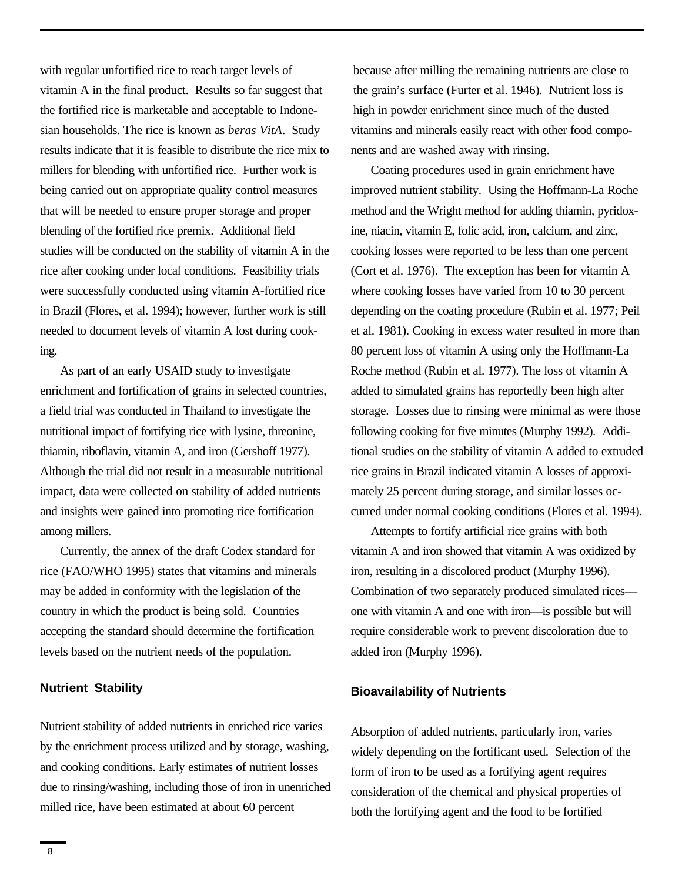with regular unfortified rice to reach target levels of vitamin A in the final product. Results so far suggest that the fortified rice is marketable and acceptable to Indonesian households. The rice is known as *beras VitA*. Study results indicate that it is feasible to distribute the rice mix to millers for blending with unfortified rice. Further work is being carried out on appropriate quality control measures that will be needed to ensure proper storage and proper blending of the fortified rice premix. Additional field studies will be conducted on the stability of vitamin A in the rice after cooking under local conditions. Feasibility trials were successfully conducted using vitamin A-fortified rice in Brazil (Flores, et al. 1994); however, further work is still needed to document levels of vitamin A lost during cooking.

As part of an early USAID study to investigate enrichment and fortification of grains in selected countries, a field trial was conducted in Thailand to investigate the nutritional impact of fortifying rice with lysine, threonine, thiamin, riboflavin, vitamin A, and iron (Gershoff 1977). Although the trial did not result in a measurable nutritional impact, data were collected on stability of added nutrients and insights were gained into promoting rice fortification among millers.

Currently, the annex of the draft Codex standard for rice (FAO/WHO 1995) states that vitamins and minerals may be added in conformity with the legislation of the country in which the product is being sold. Countries accepting the standard should determine the fortification levels based on the nutrient needs of the population.

### Nutrient Stability

Nutrient stability of added nutrients in enriched rice varies by the enrichment process utilized and by storage, washing, and cooking conditions. Early estimates of nutrient losses due to rinsing/washing, including those of iron in unenriched milled rice, have been estimated at about 60 percent because after milling the remaining nutrients are close to the grain's surface (Furter et al. 1946). Nutrient loss is high in powder enrichment since much of the dusted vitamins and minerals easily react with other food components and are washed away with rinsing.

Coating procedures used in grain enrichment have improved nutrient stability. Using the Hoffmann-La Roche method and the Wright method for adding thiamin, pyridoxine, niacin, vitamin E, folic acid, iron, calcium, and zinc, cooking losses were reported to be less than one percent (Cort et al. 1976). The exception has been for vitamin A where cooking losses have varied from 10 to 30 percent depending on the coating procedure (Rubin et al. 1977; Peil et al. 1981). Cooking in excess water resulted in more than 80 percent loss of vitamin A using only the Hoffmann-La Roche method (Rubin et al. 1977). The loss of vitamin A added to simulated grains has reportedly been high after storage. Losses due to rinsing were minimal as were those following cooking for five minutes (Murphy 1992). Additional studies on the stability of vitamin A added to extruded rice grains in Brazil indicated vitamin A losses of approximately 25 percent during storage, and similar losses occurred under normal cooking conditions (Flores et al. 1994).

Attempts to fortify artificial rice grains with both vitamin A and iron showed that vitamin A was oxidized by iron, resulting in a discolored product (Murphy 1996). Combination of two separately produced simulated rices—one with vitamin A and one with iron—is possible but will require considerable work to prevent discoloration due to added iron (Murphy 1996).

### Bioavailability of Nutrients

Absorption of added nutrients, particularly iron, varies widely depending on the fortificant used. Selection of the form of iron to be used as a fortifying agent requires consideration of the chemical and physical properties of both the fortifying agent and the food to be fortified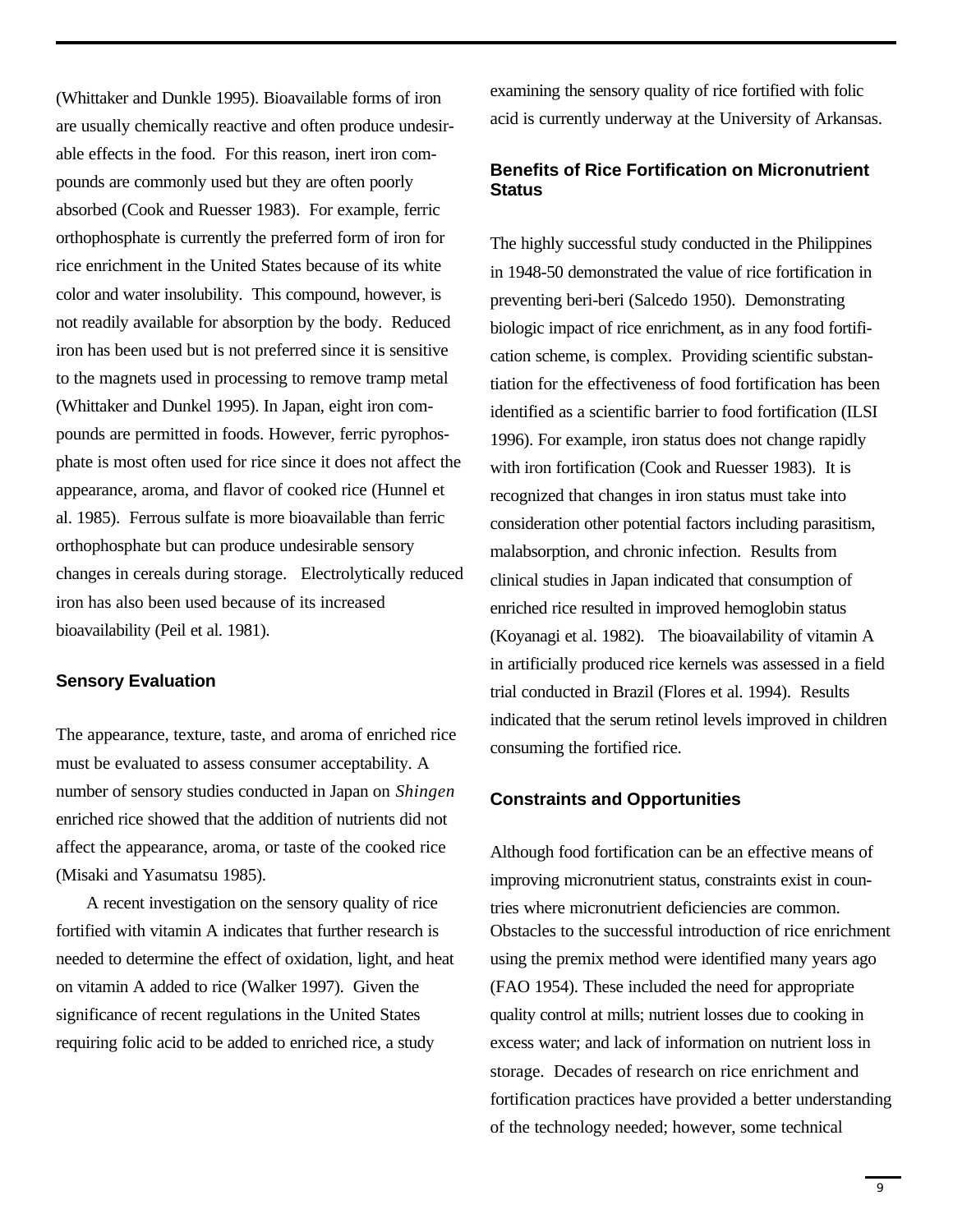(Whittaker and Dunkle 1995). Bioavailable forms of iron are usually chemically reactive and often produce undesirable effects in the food. For this reason, inert iron compounds are commonly used but they are often poorly absorbed (Cook and Ruesser 1983). For example, ferric orthophosphate is currently the preferred form of iron for rice enrichment in the United States because of its white color and water insolubility. This compound, however, is not readily available for absorption by the body. Reduced iron has been used but is not preferred since it is sensitive to the magnets used in processing to remove tramp metal (Whittaker and Dunkel 1995). In Japan, eight iron compounds are permitted in foods. However, ferric pyrophosphate is most often used for rice since it does not affect the appearance, aroma, and flavor of cooked rice (Hunnel et al. 1985). Ferrous sulfate is more bioavailable than ferric orthophosphate but can produce undesirable sensory changes in cereals during storage. Electrolytically reduced iron has also been used because of its increased bioavailability (Peil et al. 1981).

### Sensory Evaluation

The appearance, texture, taste, and aroma of enriched rice must be evaluated to assess consumer acceptability. A number of sensory studies conducted in Japan on *Shingen* enriched rice showed that the addition of nutrients did not affect the appearance, aroma, or taste of the cooked rice (Misaki and Yasumatsu 1985).

A recent investigation on the sensory quality of rice fortified with vitamin A indicates that further research is needed to determine the effect of oxidation, light, and heat on vitamin A added to rice (Walker 1997). Given the significance of recent regulations in the United States requiring folic acid to be added to enriched rice, a study examining the sensory quality of rice fortified with folic acid is currently underway at the University of Arkansas.

### Benefits of Rice Fortification on Micronutrient Status

The highly successful study conducted in the Philippines in 1948-50 demonstrated the value of rice fortification in preventing beri-beri (Salcedo 1950). Demonstrating biologic impact of rice enrichment, as in any food fortification scheme, is complex. Providing scientific substantiation for the effectiveness of food fortification has been identified as a scientific barrier to food fortification (ILSI 1996). For example, iron status does not change rapidly with iron fortification (Cook and Ruesser 1983). It is recognized that changes in iron status must take into consideration other potential factors including parasitism, malabsorption, and chronic infection. Results from clinical studies in Japan indicated that consumption of enriched rice resulted in improved hemoglobin status (Koyanagi et al. 1982). The bioavailability of vitamin A in artificially produced rice kernels was assessed in a field trial conducted in Brazil (Flores et al. 1994). Results indicated that the serum retinol levels improved in children consuming the fortified rice.

### Constraints and Opportunities

Although food fortification can be an effective means of improving micronutrient status, constraints exist in countries where micronutrient deficiencies are common. Obstacles to the successful introduction of rice enrichment using the premix method were identified many years ago (FAO 1954). These included the need for appropriate quality control at mills; nutrient losses due to cooking in excess water; and lack of information on nutrient loss in storage. Decades of research on rice enrichment and fortification practices have provided a better understanding of the technology needed; however, some technical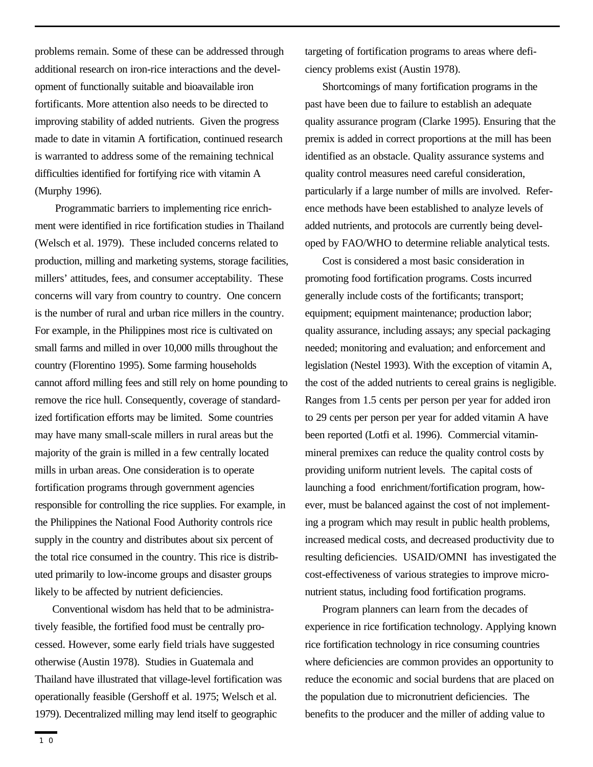problems remain. Some of these can be addressed through additional research on iron-rice interactions and the development of functionally suitable and bioavailable iron fortificants. More attention also needs to be directed to improving stability of added nutrients. Given the progress made to date in vitamin A fortification, continued research is warranted to address some of the remaining technical difficulties identified for fortifying rice with vitamin A (Murphy 1996).

Programmatic barriers to implementing rice enrichment were identified in rice fortification studies in Thailand (Welsch et al. 1979). These included concerns related to production, milling and marketing systems, storage facilities, millers' attitudes, fees, and consumer acceptability. These concerns will vary from country to country. One concern is the number of rural and urban rice millers in the country. For example, in the Philippines most rice is cultivated on small farms and milled in over 10,000 mills throughout the country (Florentino 1995). Some farming households cannot afford milling fees and still rely on home pounding to remove the rice hull. Consequently, coverage of standardized fortification efforts may be limited. Some countries may have many small-scale millers in rural areas but the majority of the grain is milled in a few centrally located mills in urban areas. One consideration is to operate fortification programs through government agencies responsible for controlling the rice supplies. For example, in the Philippines the National Food Authority controls rice supply in the country and distributes about six percent of the total rice consumed in the country. This rice is distributed primarily to low-income groups and disaster groups likely to be affected by nutrient deficiencies.

Conventional wisdom has held that to be administratively feasible, the fortified food must be centrally processed. However, some early field trials have suggested otherwise (Austin 1978). Studies in Guatemala and Thailand have illustrated that village-level fortification was operationally feasible (Gershoff et al. 1975; Welsch et al. 1979). Decentralized milling may lend itself to geographic targeting of fortification programs to areas where deficiency problems exist (Austin 1978).

Shortcomings of many fortification programs in the past have been due to failure to establish an adequate quality assurance program (Clarke 1995). Ensuring that the premix is added in correct proportions at the mill has been identified as an obstacle. Quality assurance systems and quality control measures need careful consideration, particularly if a large number of mills are involved. Reference methods have been established to analyze levels of added nutrients, and protocols are currently being developed by FAO/WHO to determine reliable analytical tests.

Cost is considered a most basic consideration in promoting food fortification programs. Costs incurred generally include costs of the fortificants; transport; equipment; equipment maintenance; production labor; quality assurance, including assays; any special packaging needed; monitoring and evaluation; and enforcement and legislation (Nestel 1993). With the exception of vitamin A, the cost of the added nutrients to cereal grains is negligible. Ranges from 1.5 cents per person per year for added iron to 29 cents per person per year for added vitamin A have been reported (Lotfi et al. 1996). Commercial vitamin-mineral premixes can reduce the quality control costs by providing uniform nutrient levels. The capital costs of launching a food enrichment/fortification program, however, must be balanced against the cost of not implementing a program which may result in public health problems, increased medical costs, and decreased productivity due to resulting deficiencies. USAID/OMNI has investigated the cost-effectiveness of various strategies to improve micronutrient status, including food fortification programs.

Program planners can learn from the decades of experience in rice fortification technology. Applying known rice fortification technology in rice consuming countries where deficiencies are common provides an opportunity to reduce the economic and social burdens that are placed on the population due to micronutrient deficiencies. The benefits to the producer and the miller of adding value to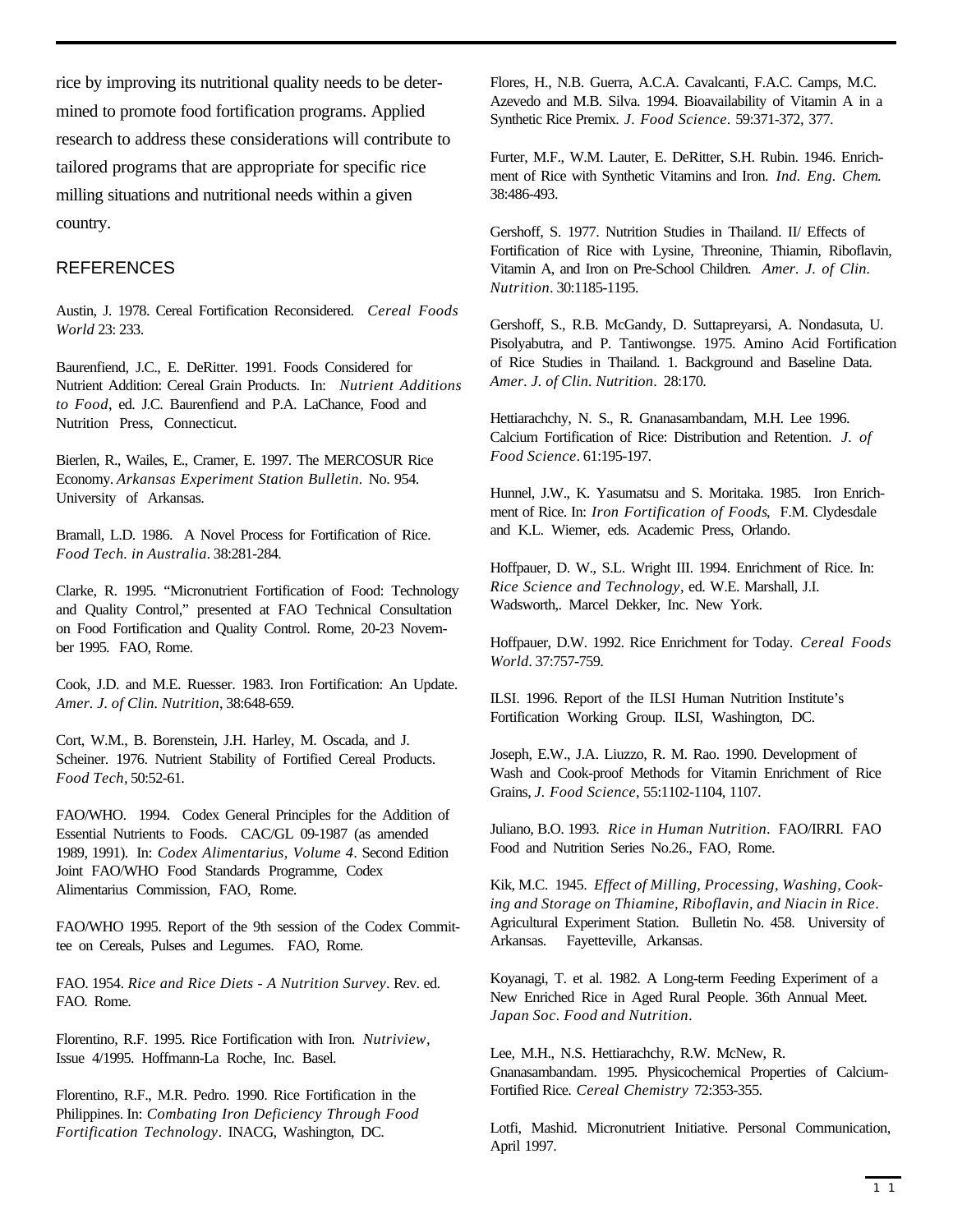rice by improving its nutritional quality needs to be determined to promote food fortification programs. Applied research to address these considerations will contribute to tailored programs that are appropriate for specific rice milling situations and nutritional needs within a given country.

## REFERENCES

Austin, J. 1978. Cereal Fortification Reconsidered. *Cereal Foods World* 23: 233.

Baurenfiend, J.C., E. DeRitter. 1991. Foods Considered for Nutrient Addition: Cereal Grain Products. In: *Nutrient Additions to Food*, ed. J.C. Baurenfiend and P.A. LaChance, Food and Nutrition Press, Connecticut.

Bierlen, R., Wailes, E., Cramer, E. 1997. The MERCOSUR Rice Economy. *Arkansas Experiment Station Bulletin*. No. 954. University of Arkansas.

Bramall, L.D. 1986. A Novel Process for Fortification of Rice. *Food Tech. in Australia*. 38:281-284.

Clarke, R. 1995. "Micronutrient Fortification of Food: Technology and Quality Control," presented at FAO Technical Consultation on Food Fortification and Quality Control. Rome, 20-23 November 1995. FAO, Rome.

Cook, J.D. and M.E. Ruesser. 1983. Iron Fortification: An Update. *Amer. J. of Clin. Nutrition*, 38:648-659.

Cort, W.M., B. Borenstein, J.H. Harley, M. Oscada, and J. Scheiner. 1976. Nutrient Stability of Fortified Cereal Products. *Food Tech*, 50:52-61.

FAO/WHO. 1994. Codex General Principles for the Addition of Essential Nutrients to Foods. CAC/GL 09-1987 (as amended 1989, 1991). In: *Codex Alimentarius, Volume 4*. Second Edition Joint FAO/WHO Food Standards Programme, Codex Alimentarius Commission, FAO, Rome.

FAO/WHO 1995. Report of the 9th session of the Codex Committee on Cereals, Pulses and Legumes. FAO, Rome.

FAO. 1954. *Rice and Rice Diets - A Nutrition Survey*. Rev. ed. FAO. Rome.

Florentino, R.F. 1995. Rice Fortification with Iron. *Nutriview*, Issue 4/1995. Hoffmann-La Roche, Inc. Basel.

Florentino, R.F., M.R. Pedro. 1990. Rice Fortification in the Philippines. In: *Combating Iron Deficiency Through Food Fortification Technology*. INACG, Washington, DC.

Flores, H., N.B. Guerra, A.C.A. Cavalcanti, F.A.C. Camps, M.C. Azevedo and M.B. Silva. 1994. Bioavailability of Vitamin A in a Synthetic Rice Premix. *J. Food Science*. 59:371-372, 377.

Furter, M.F., W.M. Lauter, E. DeRitter, S.H. Rubin. 1946. Enrichment of Rice with Synthetic Vitamins and Iron. *Ind. Eng. Chem.* 38:486-493.

Gershoff, S. 1977. Nutrition Studies in Thailand. II/ Effects of Fortification of Rice with Lysine, Threonine, Thiamin, Riboflavin, Vitamin A, and Iron on Pre-School Children. *Amer. J. of Clin. Nutrition*. 30:1185-1195.

Gershoff, S., R.B. McGandy, D. Suttapreyarsi, A. Nondasuta, U. Pisolyabutra, and P. Tantiwongse. 1975. Amino Acid Fortification of Rice Studies in Thailand. 1. Background and Baseline Data. *Amer. J. of Clin. Nutrition*. 28:170.

Hettiarachchy, N. S., R. Gnanasambandam, M.H. Lee 1996. Calcium Fortification of Rice: Distribution and Retention. *J. of Food Science*. 61:195-197.

Hunnel, J.W., K. Yasumatsu and S. Moritaka. 1985. Iron Enrichment of Rice. In: *Iron Fortification of Foods*, F.M. Clydesdale and K.L. Wiemer, eds. Academic Press, Orlando.

Hoffpauer, D. W., S.L. Wright III. 1994. Enrichment of Rice. In: *Rice Science and Technology*, ed. W.E. Marshall, J.I. Wadsworth,. Marcel Dekker, Inc. New York.

Hoffpauer, D.W. 1992. Rice Enrichment for Today. *Cereal Foods World*. 37:757-759.

ILSI. 1996. Report of the ILSI Human Nutrition Institute's Fortification Working Group. ILSI, Washington, DC.

Joseph, E.W., J.A. Liuzzo, R. M. Rao. 1990. Development of Wash and Cook-proof Methods for Vitamin Enrichment of Rice Grains, *J. Food Science*, 55:1102-1104, 1107.

Juliano, B.O. 1993. *Rice in Human Nutrition*. FAO/IRRI. FAO Food and Nutrition Series No.26., FAO, Rome.

Kik, M.C. 1945. *Effect of Milling, Processing, Washing, Cooking and Storage on Thiamine, Riboflavin, and Niacin in Rice*. Agricultural Experiment Station. Bulletin No. 458. University of Arkansas. Fayetteville, Arkansas.

Koyanagi, T. et al. 1982. A Long-term Feeding Experiment of a New Enriched Rice in Aged Rural People. 36th Annual Meet. *Japan Soc. Food and Nutrition*.

Lee, M.H., N.S. Hettiarachchy, R.W. McNew, R. Gnanasambandam. 1995. Physicochemical Properties of Calcium-Fortified Rice. *Cereal Chemistry* 72:353-355.

Lotfi, Mashid. Micronutrient Initiative. Personal Communication, April 1997.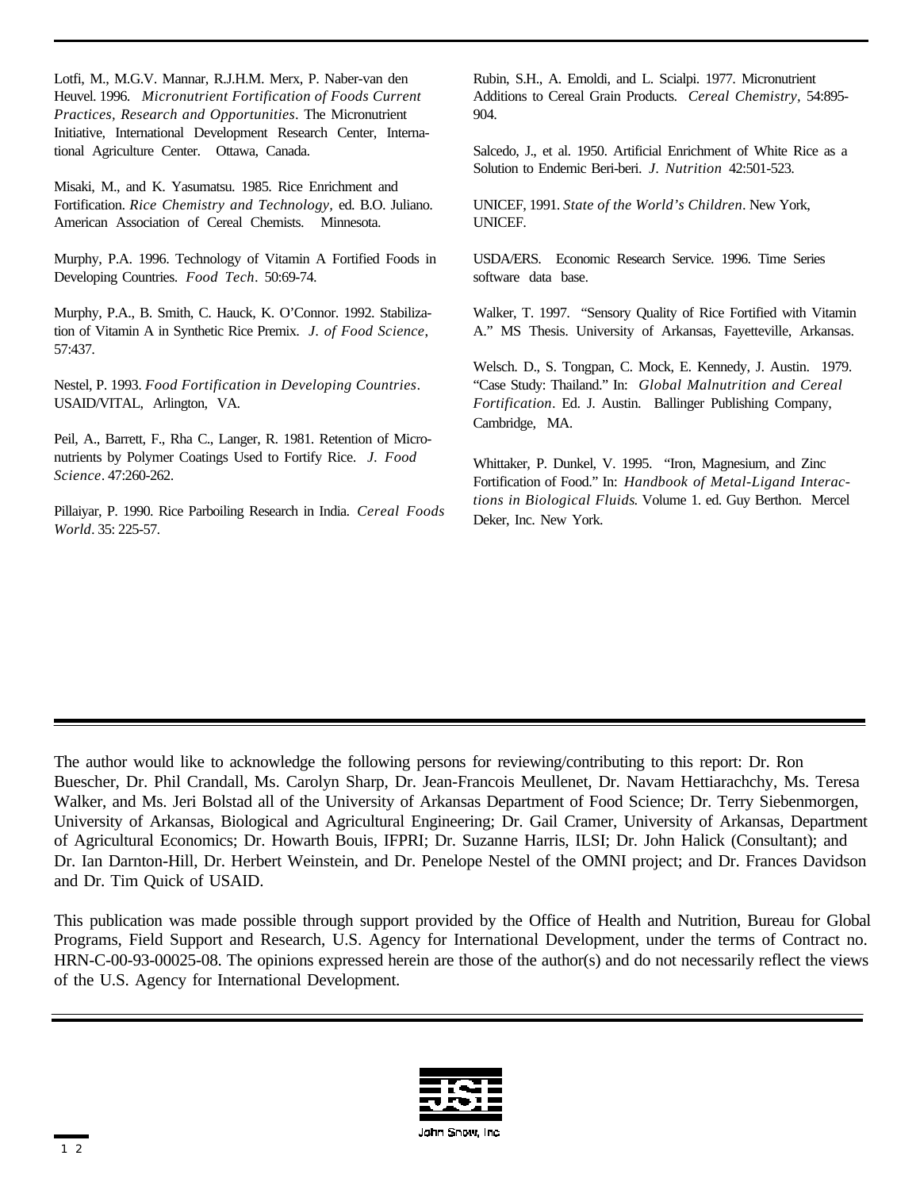Lotfi, M., M.G.V. Mannar, R.J.H.M. Merx, P. Naber-van den Heuvel. 1996. *Micronutrient Fortification of Foods Current Practices, Research and Opportunities*. The Micronutrient Initiative, International Development Research Center, International Agriculture Center. Ottawa, Canada.

Misaki, M., and K. Yasumatsu. 1985. Rice Enrichment and Fortification. *Rice Chemistry and Technology*, ed. B.O. Juliano. American Association of Cereal Chemists. Minnesota.

Murphy, P.A. 1996. Technology of Vitamin A Fortified Foods in Developing Countries. *Food Tech*. 50:69-74.

Murphy, P.A., B. Smith, C. Hauck, K. O'Connor. 1992. Stabilization of Vitamin A in Synthetic Rice Premix. *J. of Food Science*, 57:437.

Nestel, P. 1993. *Food Fortification in Developing Countries*. USAID/VITAL, Arlington, VA.

Peil, A., Barrett, F., Rha C., Langer, R. 1981. Retention of Micronutrients by Polymer Coatings Used to Fortify Rice. *J. Food Science*. 47:260-262.

Pillaiyar, P. 1990. Rice Parboiling Research in India. *Cereal Foods World*. 35: 225-57.

Rubin, S.H., A. Emoldi, and L. Scialpi. 1977. Micronutrient Additions to Cereal Grain Products. *Cereal Chemistry*, 54:895-904.

Salcedo, J., et al. 1950. Artificial Enrichment of White Rice as a Solution to Endemic Beri-beri. *J. Nutrition* 42:501-523.

UNICEF, 1991. *State of the World's Children*. New York, UNICEF.

USDA/ERS. Economic Research Service. 1996. Time Series software data base.

Walker, T. 1997. "Sensory Quality of Rice Fortified with Vitamin A." MS Thesis. University of Arkansas, Fayetteville, Arkansas.

Welsch. D., S. Tongpan, C. Mock, E. Kennedy, J. Austin. 1979. "Case Study: Thailand." In: *Global Malnutrition and Cereal Fortification*. Ed. J. Austin. Ballinger Publishing Company, Cambridge, MA.

Whittaker, P. Dunkel, V. 1995. "Iron, Magnesium, and Zinc Fortification of Food." In: *Handbook of Metal-Ligand Interactions in Biological Fluids*. Volume 1. ed. Guy Berthon. Mercel Deker, Inc. New York.

---

The author would like to acknowledge the following persons for reviewing/contributing to this report: Dr. Ron Buescher, Dr. Phil Crandall, Ms. Carolyn Sharp, Dr. Jean-Francois Meullenet, Dr. Navam Hettiarachchy, Ms. Teresa Walker, and Ms. Jeri Bolstad all of the University of Arkansas Department of Food Science; Dr. Terry Siebenmorgen, University of Arkansas, Biological and Agricultural Engineering; Dr. Gail Cramer, University of Arkansas, Department of Agricultural Economics; Dr. Howarth Bouis, IFPRI; Dr. Suzanne Harris, ILSI; Dr. John Halick (Consultant); and Dr. Ian Darnton-Hill, Dr. Herbert Weinstein, and Dr. Penelope Nestel of the OMNI project; and Dr. Frances Davidson and Dr. Tim Quick of USAID.

This publication was made possible through support provided by the Office of Health and Nutrition, Bureau for Global Programs, Field Support and Research, U.S. Agency for International Development, under the terms of Contract no. HRN-C-00-93-00025-08. The opinions expressed herein are those of the author(s) and do not necessarily reflect the views of the U.S. Agency for International Development.

---

JSI

John Snow, Inc